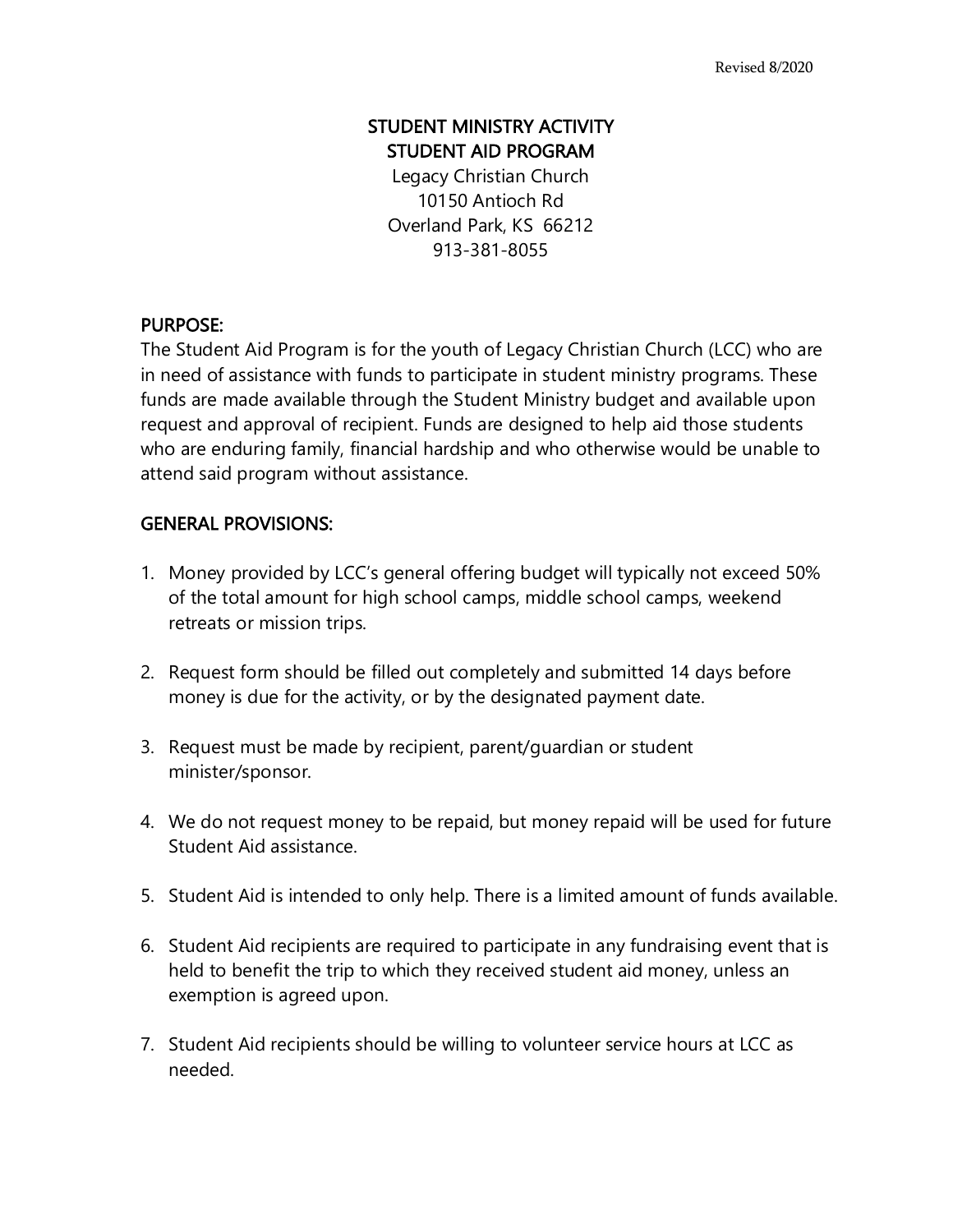Revised 8/2020

# STUDENT MINISTRY ACTIVITY
# STUDENT AID PROGRAM

Legacy Christian Church
10150 Antioch Rd
Overland Park, KS 66212
913-381-8055

## PURPOSE:

The Student Aid Program is for the youth of Legacy Christian Church (LCC) who are in need of assistance with funds to participate in student ministry programs. These funds are made available through the Student Ministry budget and available upon request and approval of recipient. Funds are designed to help aid those students who are enduring family, financial hardship and who otherwise would be unable to attend said program without assistance.

## GENERAL PROVISIONS:

1. Money provided by LCC's general offering budget will typically not exceed 50% of the total amount for high school camps, middle school camps, weekend retreats or mission trips.
2. Request form should be filled out completely and submitted 14 days before money is due for the activity, or by the designated payment date.
3. Request must be made by recipient, parent/guardian or student minister/sponsor.
4. We do not request money to be repaid, but money repaid will be used for future Student Aid assistance.
5. Student Aid is intended to only help. There is a limited amount of funds available.
6. Student Aid recipients are required to participate in any fundraising event that is held to benefit the trip to which they received student aid money, unless an exemption is agreed upon.
7. Student Aid recipients should be willing to volunteer service hours at LCC as needed.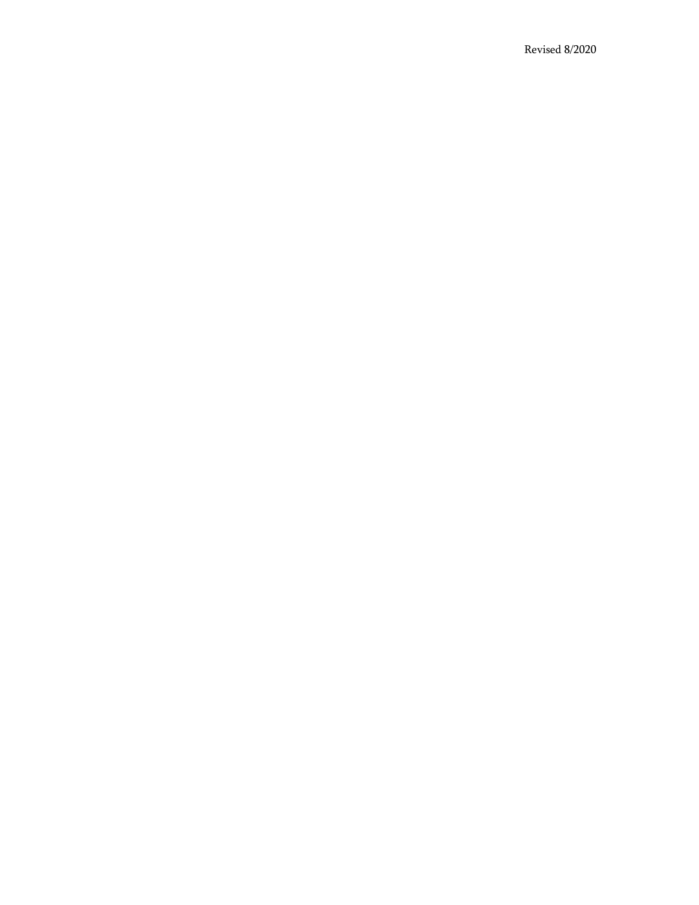Revised 8/2020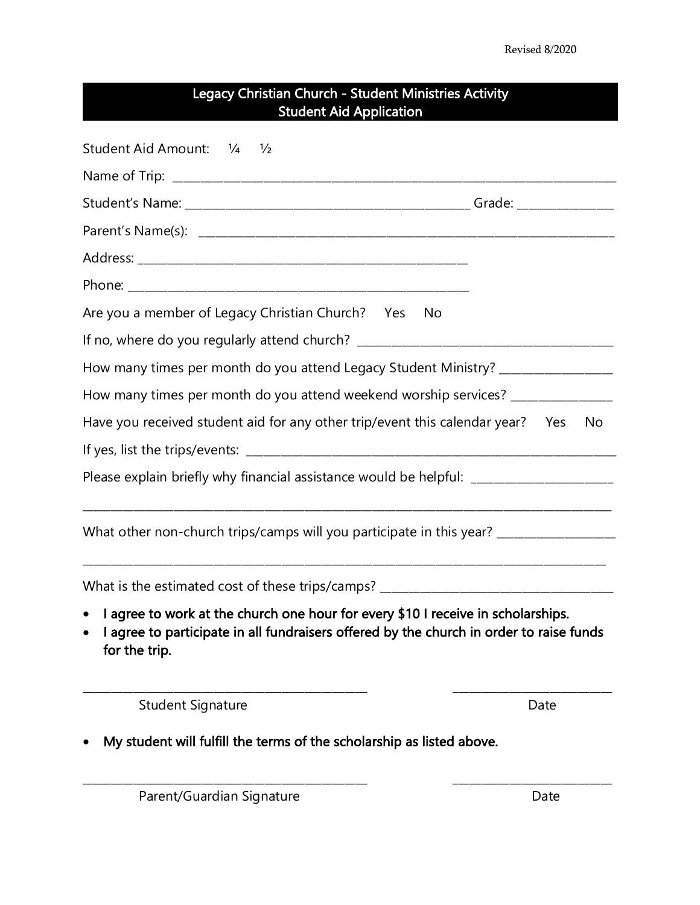Revised 8/2020

# Legacy Christian Church - Student Ministries Activity
## Student Aid Application

Student Aid Amount: ¼ ½

Name of Trip: ______________________________________________________________________

Student's Name: ____________________________________________ Grade: ______________

Parent's Name(s): ___________________________________________________________________

Address: ____________________________________________________

Phone: _____________________________________________________

Are you a member of Legacy Christian Church? Yes No

If no, where do you regularly attend church? ______________________________________

How many times per month do you attend Legacy Student Ministry? _________________

How many times per month do you attend weekend worship services? _______________

Have you received student aid for any other trip/event this calendar year? Yes No

If yes, list the trips/events: __________________________________________________________

Please explain briefly why financial assistance would be helpful: _____________________

________________________________________________________________________________

What other non-church trips/camps will you participate in this year? _________________

________________________________________________________________________________

What is the estimated cost of these trips/camps? ___________________________________

- **I agree to work at the church one hour for every $10 I receive in scholarships.**
- **I agree to participate in all fundraisers offered by the church in order to raise funds for the trip.**

_____________________________________________ ________________________

Student Signature Date

- **My student will fulfill the terms of the scholarship as listed above.**

_____________________________________________ ________________________

Parent/Guardian Signature Date